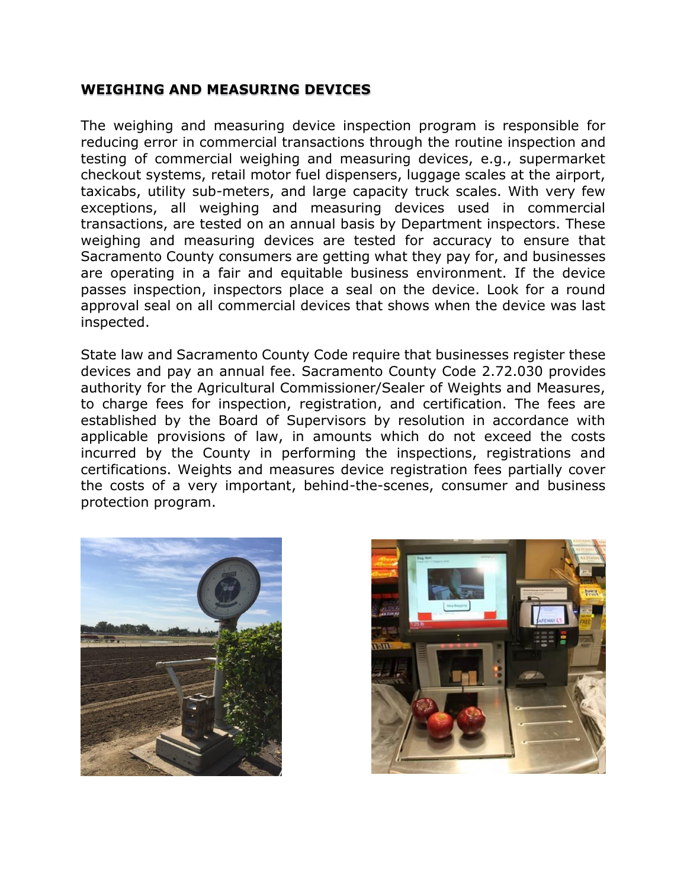## WEIGHING AND MEASURING DEVICES

The weighing and measuring device inspection program is responsible for reducing error in commercial transactions through the routine inspection and testing of commercial weighing and measuring devices, e.g., supermarket checkout systems, retail motor fuel dispensers, luggage scales at the airport, taxicabs, utility sub-meters, and large capacity truck scales. With very few exceptions, all weighing and measuring devices used in commercial transactions, are tested on an annual basis by Department inspectors. These weighing and measuring devices are tested for accuracy to ensure that Sacramento County consumers are getting what they pay for, and businesses are operating in a fair and equitable business environment. If the device passes inspection, inspectors place a seal on the device. Look for a round approval seal on all commercial devices that shows when the device was last inspected.

State law and Sacramento County Code require that businesses register these devices and pay an annual fee. Sacramento County Code 2.72.030 provides authority for the Agricultural Commissioner/Sealer of Weights and Measures, to charge fees for inspection, registration, and certification. The fees are established by the Board of Supervisors by resolution in accordance with applicable provisions of law, in amounts which do not exceed the costs incurred by the County in performing the inspections, registrations and certifications. Weights and measures device registration fees partially cover the costs of a very important, behind-the-scenes, consumer and business protection program.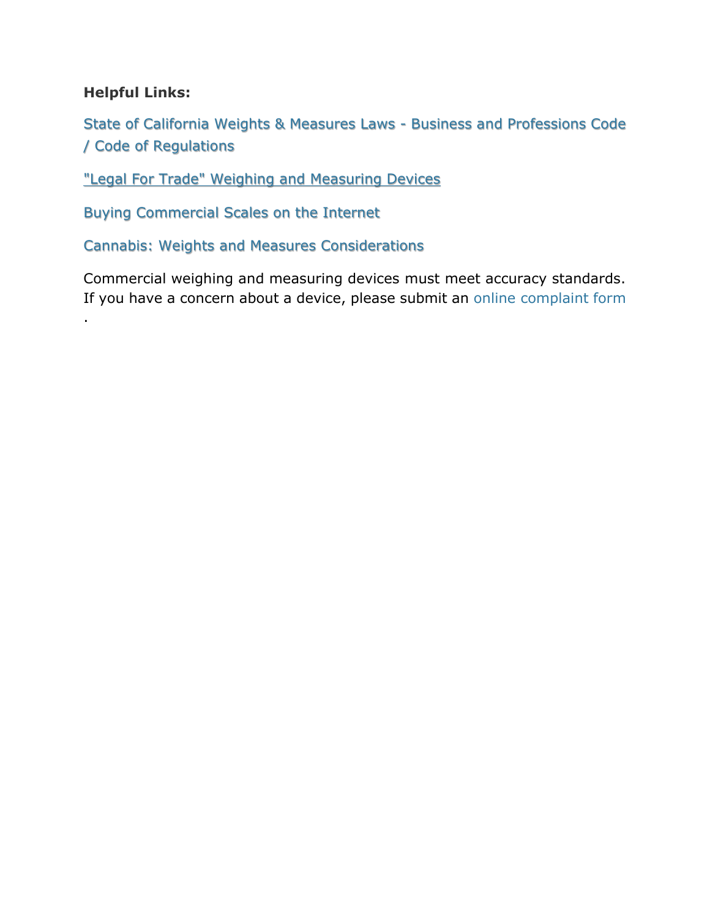**Helpful Links:**

State of California Weights & Measures Laws - Business and Professions Code / Code of Regulations

"Legal For Trade" Weighing and Measuring Devices

Buying Commercial Scales on the Internet

Cannabis: Weights and Measures Considerations

Commercial weighing and measuring devices must meet accuracy standards. If you have a concern about a device, please submit an online complaint form .